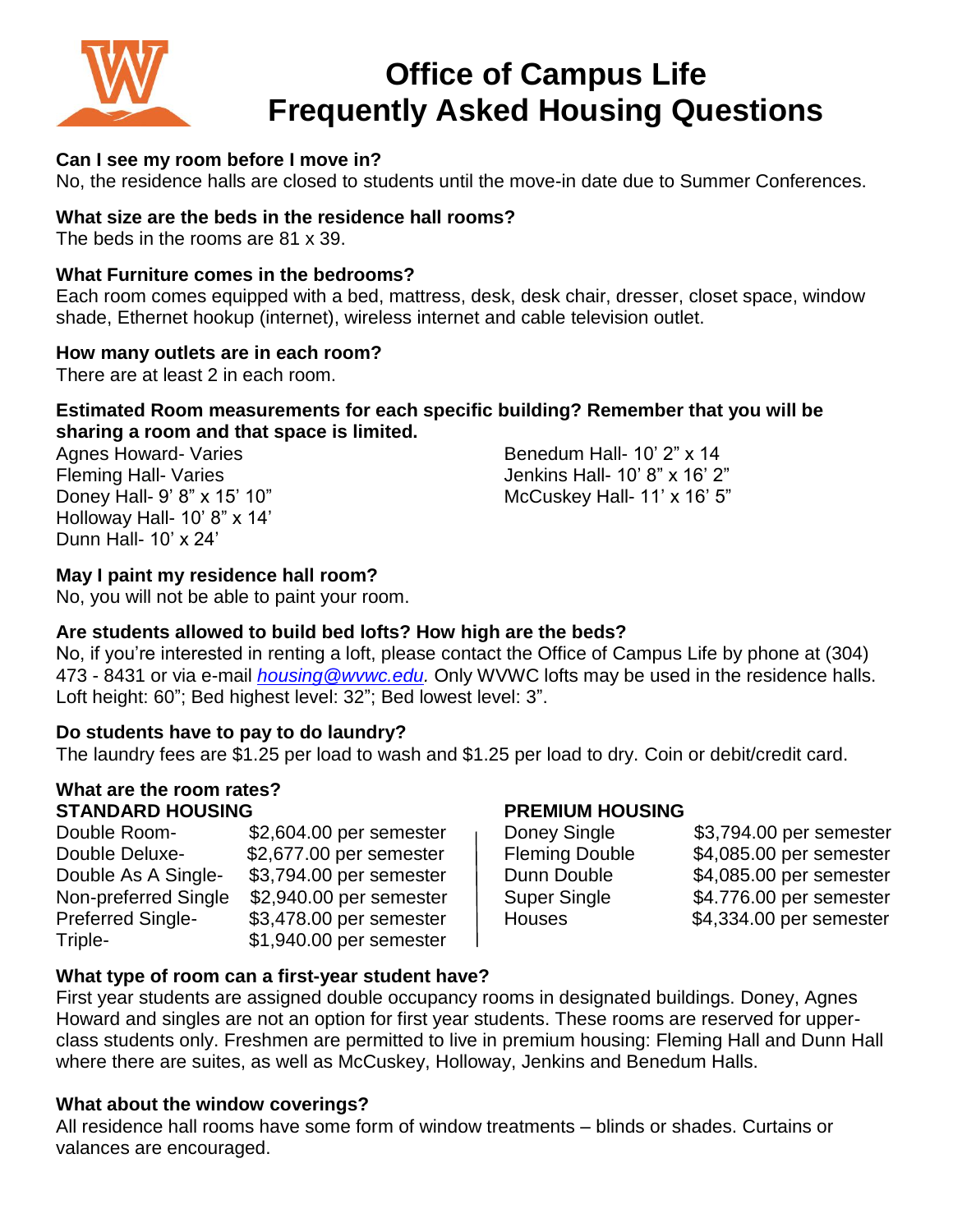# Office of Campus Life
# Frequently Asked Housing Questions

**Can I see my room before I move in?**
No, the residence halls are closed to students until the move-in date due to Summer Conferences.

**What size are the beds in the residence hall rooms?**
The beds in the rooms are 81 x 39.

**What Furniture comes in the bedrooms?**
Each room comes equipped with a bed, mattress, desk, desk chair, dresser, closet space, window shade, Ethernet hookup (internet), wireless internet and cable television outlet.

**How many outlets are in each room?**
There are at least 2 in each room.

**Estimated Room measurements for each specific building? Remember that you will be sharing a room and that space is limited.**

Agnes Howard- Varies
Fleming Hall- Varies
Doney Hall- 9' 8" x 15' 10"
Holloway Hall- 10' 8" x 14'
Dunn Hall- 10' x 24'
Benedum Hall- 10' 2" x 14
Jenkins Hall- 10' 8" x 16' 2"
McCuskey Hall- 11' x 16' 5"

**May I paint my residence hall room?**
No, you will not be able to paint your room.

**Are students allowed to build bed lofts? How high are the beds?**
No, if you're interested in renting a loft, please contact the Office of Campus Life by phone at (304) 473 - 8431 or via e-mail *housing@wvwc.edu.* Only WVWC lofts may be used in the residence halls. Loft height: 60"; Bed highest level: 32"; Bed lowest level: 3".

**Do students have to pay to do laundry?**
The laundry fees are $1.25 per load to wash and $1.25 per load to dry. Coin or debit/credit card.

**What are the room rates?**

**STANDARD HOUSING**

| Room | Rate |
|---|---|
| Double Room- | $2,604.00 per semester |
| Double Deluxe- | $2,677.00 per semester |
| Double As A Single- | $3,794.00 per semester |
| Non-preferred Single | $2,940.00 per semester |
| Preferred Single- | $3,478.00 per semester |
| Triple- | $1,940.00 per semester |

**PREMIUM HOUSING**

| Room | Rate |
|---|---|
| Doney Single | $3,794.00 per semester |
| Fleming Double | $4,085.00 per semester |
| Dunn Double | $4,085.00 per semester |
| Super Single | $4.776.00 per semester |
| Houses | $4,334.00 per semester |

**What type of room can a first-year student have?**
First year students are assigned double occupancy rooms in designated buildings. Doney, Agnes Howard and singles are not an option for first year students. These rooms are reserved for upper-class students only. Freshmen are permitted to live in premium housing: Fleming Hall and Dunn Hall where there are suites, as well as McCuskey, Holloway, Jenkins and Benedum Halls.

**What about the window coverings?**
All residence hall rooms have some form of window treatments – blinds or shades. Curtains or valances are encouraged.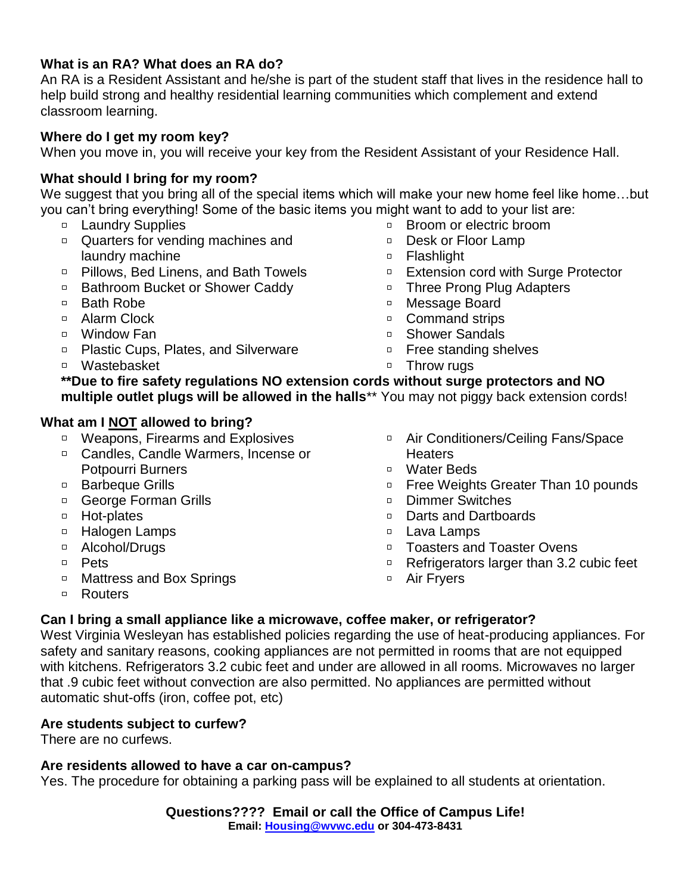**What is an RA? What does an RA do?**

An RA is a Resident Assistant and he/she is part of the student staff that lives in the residence hall to help build strong and healthy residential learning communities which complement and extend classroom learning.

**Where do I get my room key?**

When you move in, you will receive your key from the Resident Assistant of your Residence Hall.

**What should I bring for my room?**

We suggest that you bring all of the special items which will make your new home feel like home…but you can't bring everything! Some of the basic items you might want to add to your list are:

- Laundry Supplies
- Quarters for vending machines and laundry machine
- Pillows, Bed Linens, and Bath Towels
- Bathroom Bucket or Shower Caddy
- Bath Robe
- Alarm Clock
- Window Fan
- Plastic Cups, Plates, and Silverware
- Wastebasket
- Broom or electric broom
- Desk or Floor Lamp
- Flashlight
- Extension cord with Surge Protector
- Three Prong Plug Adapters
- Message Board
- Command strips
- Shower Sandals
- Free standing shelves
- Throw rugs

****Due to fire safety regulations NO extension cords without surge protectors and NO multiple outlet plugs will be allowed in the halls**** You may not piggy back extension cords!

**What am I <u>NOT</u> allowed to bring?**

- Weapons, Firearms and Explosives
- Candles, Candle Warmers, Incense or Potpourri Burners
- Barbeque Grills
- George Forman Grills
- Hot-plates
- Halogen Lamps
- Alcohol/Drugs
- Pets
- Mattress and Box Springs
- Routers
- Air Conditioners/Ceiling Fans/Space Heaters
- Water Beds
- Free Weights Greater Than 10 pounds
- Dimmer Switches
- Darts and Dartboards
- Lava Lamps
- Toasters and Toaster Ovens
- Refrigerators larger than 3.2 cubic feet
- Air Fryers

**Can I bring a small appliance like a microwave, coffee maker, or refrigerator?**

West Virginia Wesleyan has established policies regarding the use of heat-producing appliances. For safety and sanitary reasons, cooking appliances are not permitted in rooms that are not equipped with kitchens. Refrigerators 3.2 cubic feet and under are allowed in all rooms. Microwaves no larger that .9 cubic feet without convection are also permitted. No appliances are permitted without automatic shut-offs (iron, coffee pot, etc)

**Are students subject to curfew?**

There are no curfews.

**Are residents allowed to have a car on-campus?**

Yes. The procedure for obtaining a parking pass will be explained to all students at orientation.

**Questions???? Email or call the Office of Campus Life!**

**Email: [Housing@wvwc.edu](mailto:Housing@wvwc.edu) or 304-473-8431**